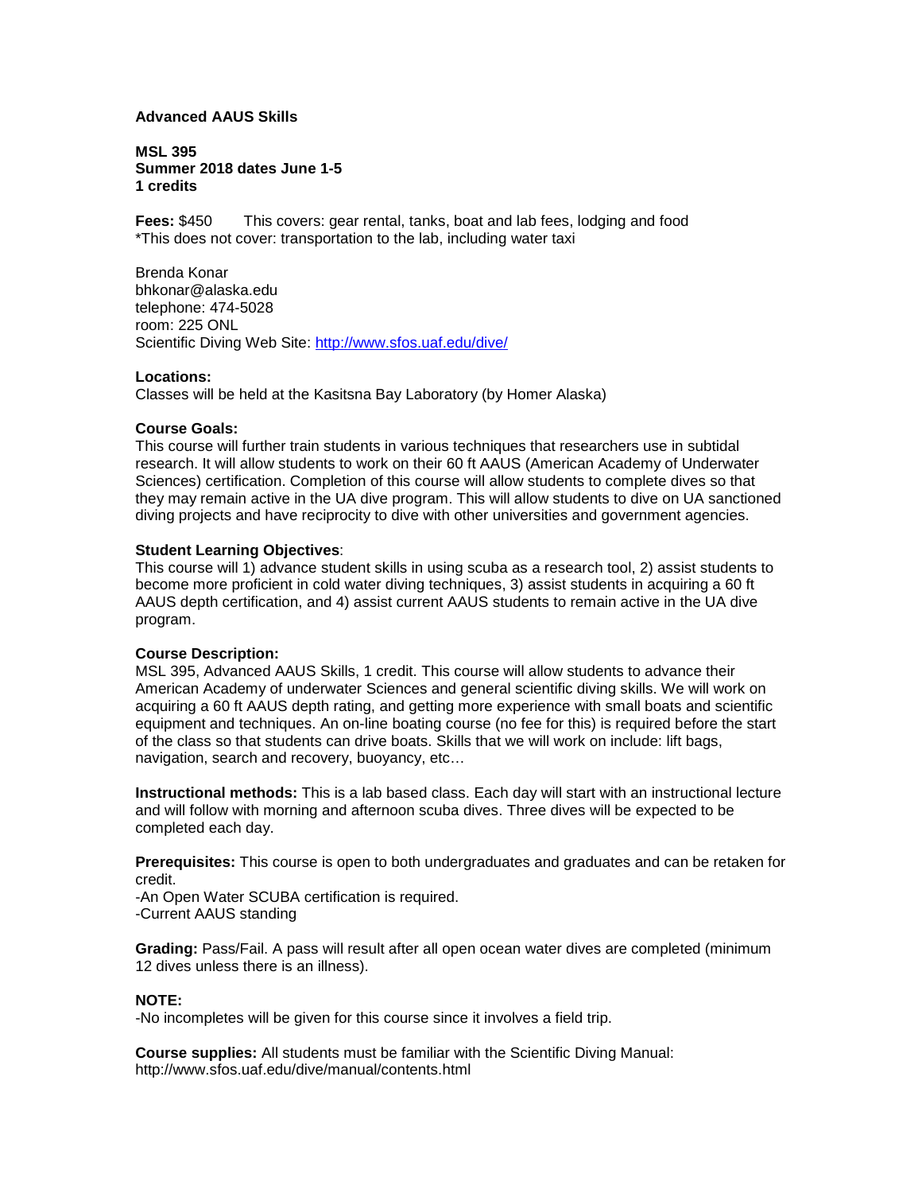# Advanced AAUS Skills

**MSL 395**
**Summer 2018 dates June 1-5**
**1 credits**

**Fees:** $450 This covers: gear rental, tanks, boat and lab fees, lodging and food
*This does not cover: transportation to the lab, including water taxi

Brenda Konar
bhkonar@alaska.edu
telephone: 474-5028
room: 225 ONL
Scientific Diving Web Site: http://www.sfos.uaf.edu/dive/

**Locations:**
Classes will be held at the Kasitsna Bay Laboratory (by Homer Alaska)

**Course Goals:**
This course will further train students in various techniques that researchers use in subtidal research. It will allow students to work on their 60 ft AAUS (American Academy of Underwater Sciences) certification. Completion of this course will allow students to complete dives so that they may remain active in the UA dive program. This will allow students to dive on UA sanctioned diving projects and have reciprocity to dive with other universities and government agencies.

**Student Learning Objectives**:
This course will 1) advance student skills in using scuba as a research tool, 2) assist students to become more proficient in cold water diving techniques, 3) assist students in acquiring a 60 ft AAUS depth certification, and 4) assist current AAUS students to remain active in the UA dive program.

**Course Description:**
MSL 395, Advanced AAUS Skills, 1 credit. This course will allow students to advance their American Academy of underwater Sciences and general scientific diving skills. We will work on acquiring a 60 ft AAUS depth rating, and getting more experience with small boats and scientific equipment and techniques. An on-line boating course (no fee for this) is required before the start of the class so that students can drive boats. Skills that we will work on include: lift bags, navigation, search and recovery, buoyancy, etc…

**Instructional methods:** This is a lab based class. Each day will start with an instructional lecture and will follow with morning and afternoon scuba dives. Three dives will be expected to be completed each day.

**Prerequisites:** This course is open to both undergraduates and graduates and can be retaken for credit.
-An Open Water SCUBA certification is required.
-Current AAUS standing

**Grading:** Pass/Fail. A pass will result after all open ocean water dives are completed (minimum 12 dives unless there is an illness).

**NOTE:**
-No incompletes will be given for this course since it involves a field trip.

**Course supplies:** All students must be familiar with the Scientific Diving Manual: http://www.sfos.uaf.edu/dive/manual/contents.html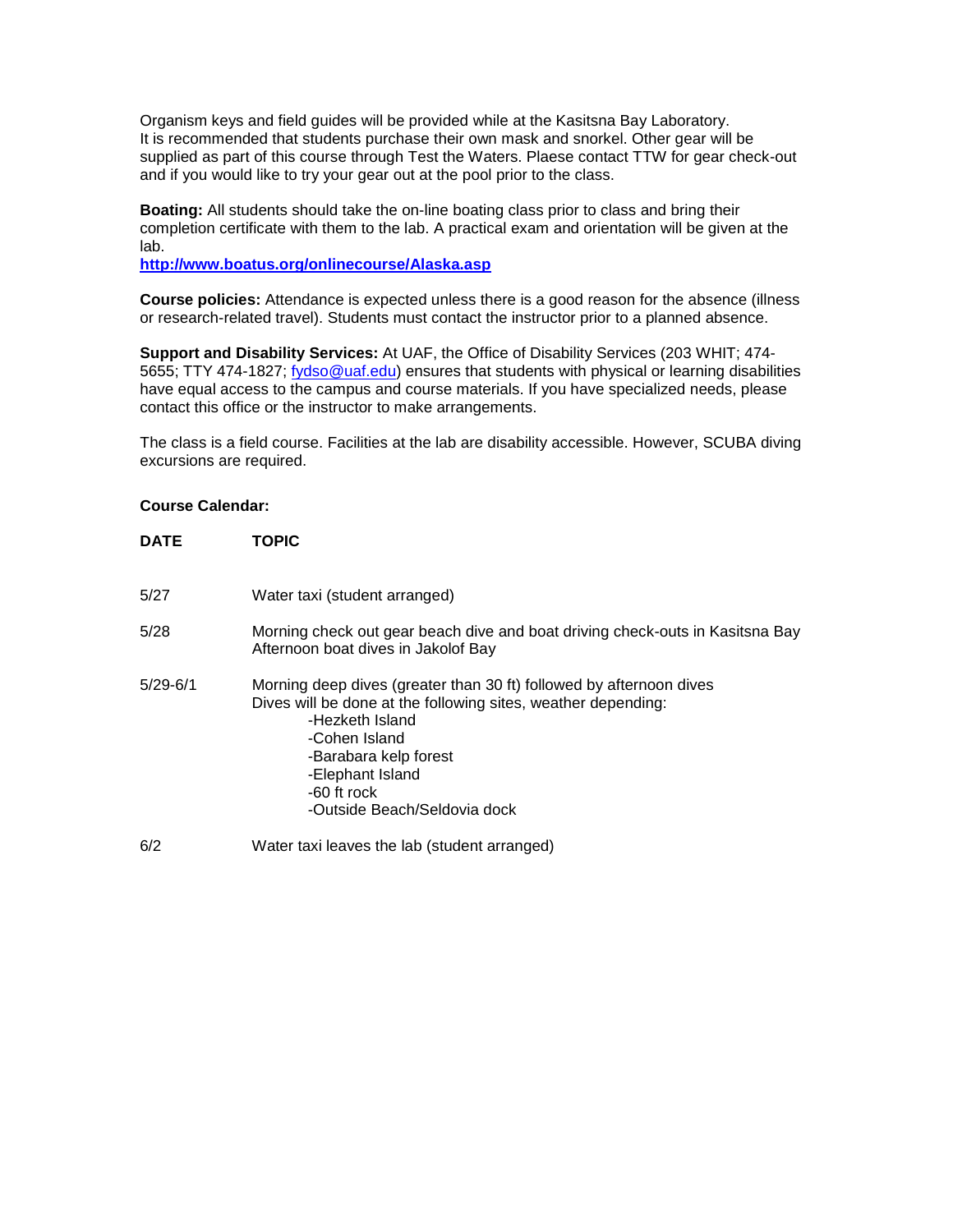Organism keys and field guides will be provided while at the Kasitsna Bay Laboratory.
It is recommended that students purchase their own mask and snorkel. Other gear will be supplied as part of this course through Test the Waters. Plaese contact TTW for gear check-out and if you would like to try your gear out at the pool prior to the class.

**Boating:** All students should take the on-line boating class prior to class and bring their completion certificate with them to the lab. A practical exam and orientation will be given at the lab.
**http://www.boatus.org/onlinecourse/Alaska.asp**

**Course policies:** Attendance is expected unless there is a good reason for the absence (illness or research-related travel). Students must contact the instructor prior to a planned absence.

**Support and Disability Services:** At UAF, the Office of Disability Services (203 WHIT; 474-5655; TTY 474-1827; fydso@uaf.edu) ensures that students with physical or learning disabilities have equal access to the campus and course materials. If you have specialized needs, please contact this office or the instructor to make arrangements.

The class is a field course. Facilities at the lab are disability accessible. However, SCUBA diving excursions are required.

**Course Calendar:**

| **DATE** | **TOPIC** |
|---|---|
| 5/27 | Water taxi (student arranged) |
| 5/28 | Morning check out gear beach dive and boat driving check-outs in Kasitsna Bay<br>Afternoon boat dives in Jakolof Bay |
| 5/29-6/1 | Morning deep dives (greater than 30 ft) followed by afternoon dives<br>Dives will be done at the following sites, weather depending:<br>-Hezketh Island<br>-Cohen Island<br>-Barabara kelp forest<br>-Elephant Island<br>-60 ft rock<br>-Outside Beach/Seldovia dock |
| 6/2 | Water taxi leaves the lab (student arranged) |